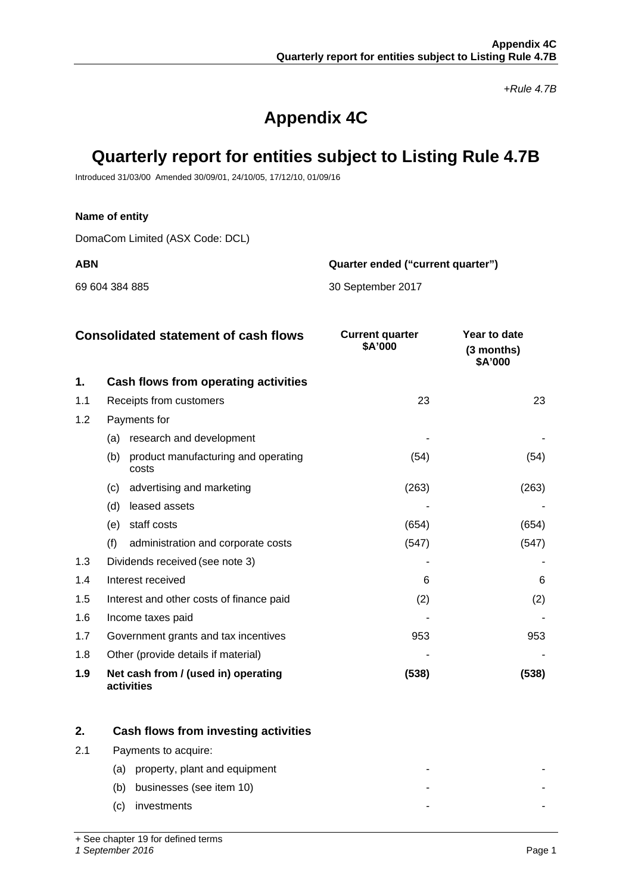*+Rule 4.7B*

# Appendix 4C

# Quarterly report for entities subject to Listing Rule 4.7B

Introduced 31/03/00 Amended 30/09/01, 24/10/05, 17/12/10, 01/09/16

**Name of entity**

DomaCom Limited (ASX Code: DCL)

| ABN | Quarter ended ("current quarter") |
|---|---|
| 69 604 384 885 | 30 September 2017 |

| | Consolidated statement of cash flows | Current quarter $A'000 | Year to date (3 months) $A'000 |
|---|---|---|---|
| **1.** | **Cash flows from operating activities** | | |
| 1.1 | Receipts from customers | 23 | 23 |
| 1.2 | Payments for | | |
| | (a) research and development | - | - |
| | (b) product manufacturing and operating costs | (54) | (54) |
| | (c) advertising and marketing | (263) | (263) |
| | (d) leased assets | - | - |
| | (e) staff costs | (654) | (654) |
| | (f) administration and corporate costs | (547) | (547) |
| 1.3 | Dividends received (see note 3) | - | - |
| 1.4 | Interest received | 6 | 6 |
| 1.5 | Interest and other costs of finance paid | (2) | (2) |
| 1.6 | Income taxes paid | - | - |
| 1.7 | Government grants and tax incentives | 953 | 953 |
| 1.8 | Other (provide details if material) | - | - |
| **1.9** | **Net cash from / (used in) operating activities** | **(538)** | **(538)** |
| | | | |
| **2.** | **Cash flows from investing activities** | | |
| 2.1 | Payments to acquire: | | |
| | (a) property, plant and equipment | - | - |
| | (b) businesses (see item 10) | - | - |
| | (c) investments | - | - |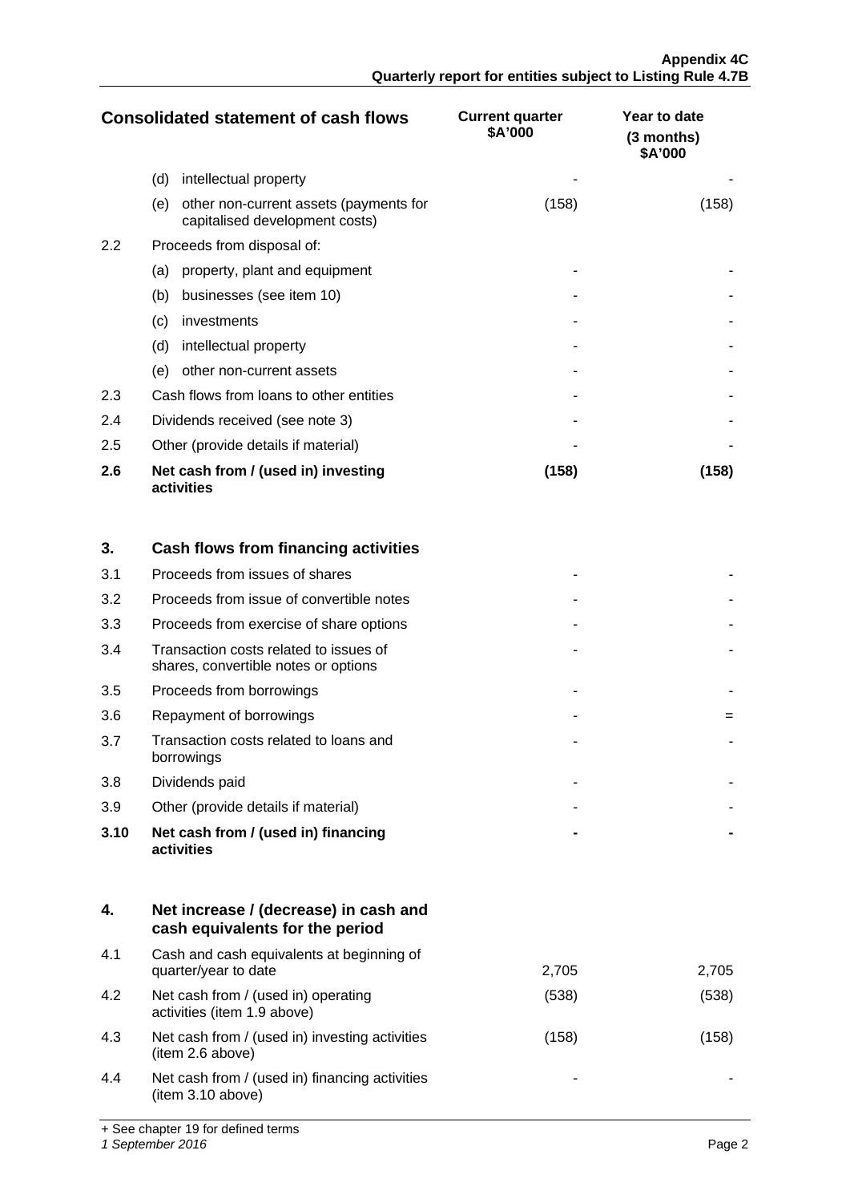| Consolidated statement of cash flows | | Current quarter $A'000 | Year to date (3 months) $A'000 |
|---|---|---|---|
| | (d) intellectual property | - | - |
| | (e) other non-current assets (payments for capitalised development costs) | (158) | (158) |
| 2.2 | Proceeds from disposal of: | | |
| | (a) property, plant and equipment | - | - |
| | (b) businesses (see item 10) | - | - |
| | (c) investments | - | - |
| | (d) intellectual property | - | - |
| | (e) other non-current assets | - | - |
| 2.3 | Cash flows from loans to other entities | - | - |
| 2.4 | Dividends received (see note 3) | - | - |
| 2.5 | Other (provide details if material) | - | - |
| **2.6** | **Net cash from / (used in) investing activities** | **(158)** | **(158)** |
| | | | |
| **3.** | **Cash flows from financing activities** | | |
| 3.1 | Proceeds from issues of shares | - | - |
| 3.2 | Proceeds from issue of convertible notes | - | - |
| 3.3 | Proceeds from exercise of share options | - | - |
| 3.4 | Transaction costs related to issues of shares, convertible notes or options | - | - |
| 3.5 | Proceeds from borrowings | - | - |
| 3.6 | Repayment of borrowings | - | = |
| 3.7 | Transaction costs related to loans and borrowings | - | - |
| 3.8 | Dividends paid | - | - |
| 3.9 | Other (provide details if material) | - | - |
| **3.10** | **Net cash from / (used in) financing activities** | **-** | **-** |
| | | | |
| **4.** | **Net increase / (decrease) in cash and cash equivalents for the period** | | |
| 4.1 | Cash and cash equivalents at beginning of quarter/year to date | 2,705 | 2,705 |
| 4.2 | Net cash from / (used in) operating activities (item 1.9 above) | (538) | (538) |
| 4.3 | Net cash from / (used in) investing activities (item 2.6 above) | (158) | (158) |
| 4.4 | Net cash from / (used in) financing activities (item 3.10 above) | - | - |

+ See chapter 19 for defined terms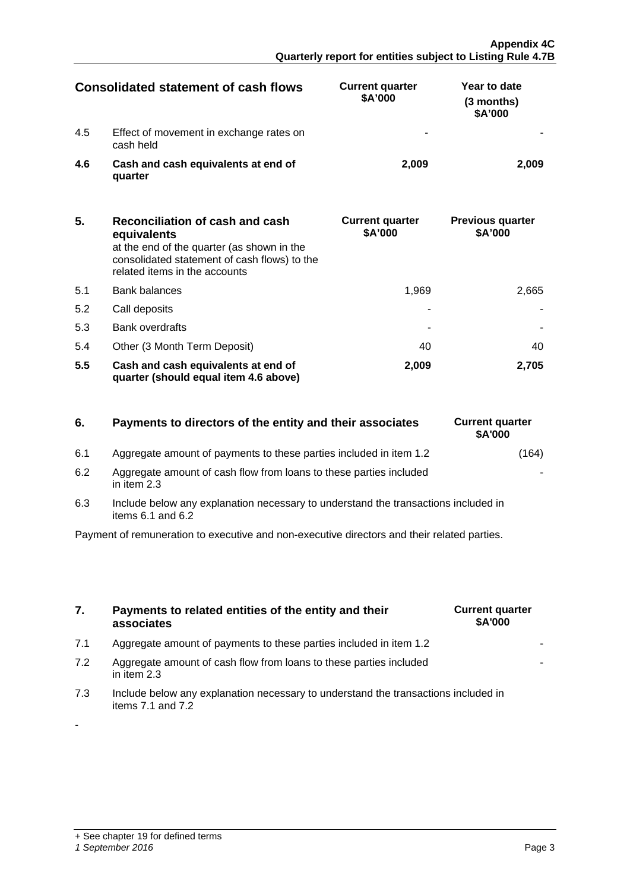| Consolidated statement of cash flows | | Current quarter $A'000 | Year to date (3 months) $A'000 |
|---|---|---|---|
| 4.5 | Effect of movement in exchange rates on cash held | - | - |
| **4.6** | **Cash and cash equivalents at end of quarter** | **2,009** | **2,009** |

| **5.** | **Reconciliation of cash and cash equivalents** at the end of the quarter (as shown in the consolidated statement of cash flows) to the related items in the accounts | **Current quarter $A'000** | **Previous quarter $A'000** |
|---|---|---|---|
| 5.1 | Bank balances | 1,969 | 2,665 |
| 5.2 | Call deposits | - | - |
| 5.3 | Bank overdrafts | - | - |
| 5.4 | Other (3 Month Term Deposit) | 40 | 40 |
| **5.5** | **Cash and cash equivalents at end of quarter (should equal item 4.6 above)** | **2,009** | **2,705** |

| **6.** | **Payments to directors of the entity and their associates** | **Current quarter $A'000** |
|---|---|---|
| 6.1 | Aggregate amount of payments to these parties included in item 1.2 | (164) |
| 6.2 | Aggregate amount of cash flow from loans to these parties included in item 2.3 | - |
| 6.3 | Include below any explanation necessary to understand the transactions included in items 6.1 and 6.2 | |

Payment of remuneration to executive and non-executive directors and their related parties.

| **7.** | **Payments to related entities of the entity and their associates** | **Current quarter $A'000** |
|---|---|---|
| 7.1 | Aggregate amount of payments to these parties included in item 1.2 | - |
| 7.2 | Aggregate amount of cash flow from loans to these parties included in item 2.3 | - |
| 7.3 | Include below any explanation necessary to understand the transactions included in items 7.1 and 7.2 | |

-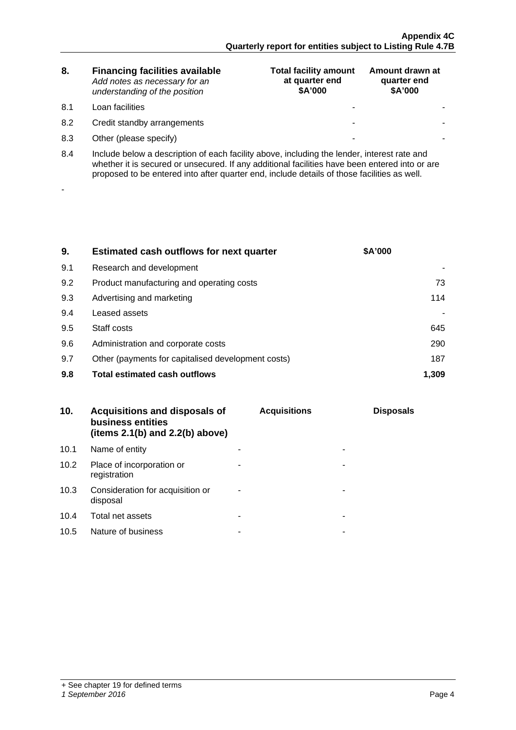| 8. | **Financing facilities available** *Add notes as necessary for an understanding of the position* | **Total facility amount at quarter end $A'000** | **Amount drawn at quarter end $A'000** |
|---|---|---|---|
| 8.1 | Loan facilities | - | - |
| 8.2 | Credit standby arrangements | - | - |
| 8.3 | Other (please specify) | - | - |

| 8.4 | Include below a description of each facility above, including the lender, interest rate and whether it is secured or unsecured. If any additional facilities have been entered into or are proposed to be entered into after quarter end, include details of those facilities as well. |
|---|---|

-

| 9. | **Estimated cash outflows for next quarter** | **$A'000** |
|---|---|---|
| 9.1 | Research and development | - |
| 9.2 | Product manufacturing and operating costs | 73 |
| 9.3 | Advertising and marketing | 114 |
| 9.4 | Leased assets | - |
| 9.5 | Staff costs | 645 |
| 9.6 | Administration and corporate costs | 290 |
| 9.7 | Other (payments for capitalised development costs) | 187 |
| **9.8** | **Total estimated cash outflows** | **1,309** |

| 10. | **Acquisitions and disposals of business entities (items 2.1(b) and 2.2(b) above)** | **Acquisitions** | **Disposals** |
|---|---|---|---|
| 10.1 | Name of entity | - | - |
| 10.2 | Place of incorporation or registration | - | - |
| 10.3 | Consideration for acquisition or disposal | - | - |
| 10.4 | Total net assets | - | - |
| 10.5 | Nature of business | - | - |

+ See chapter 19 for defined terms
*1 September 2016*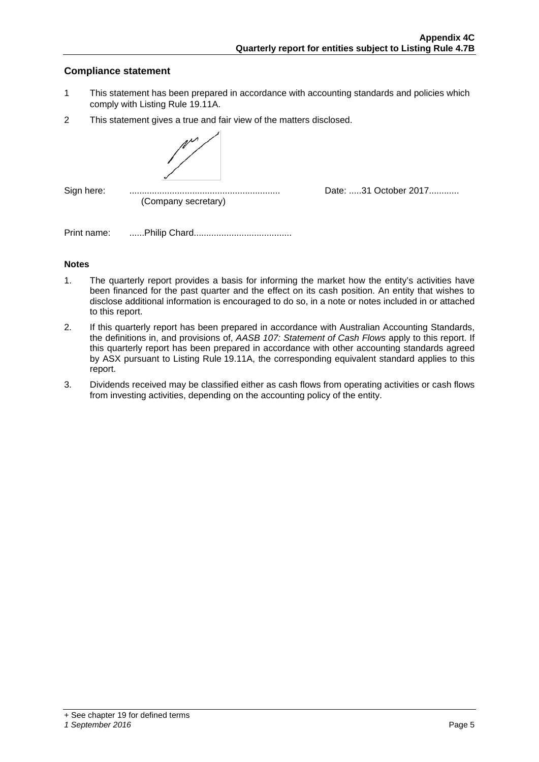## Compliance statement

1 This statement has been prepared in accordance with accounting standards and policies which comply with Listing Rule 19.11A.

2 This statement gives a true and fair view of the matters disclosed.

Sign here: ............................................................ Date: .....31 October 2017............
(Company secretary)

Print name: ......Philip Chard.......................................

### Notes

1. The quarterly report provides a basis for informing the market how the entity's activities have been financed for the past quarter and the effect on its cash position. An entity that wishes to disclose additional information is encouraged to do so, in a note or notes included in or attached to this report.

2. If this quarterly report has been prepared in accordance with Australian Accounting Standards, the definitions in, and provisions of, *AASB 107: Statement of Cash Flows* apply to this report. If this quarterly report has been prepared in accordance with other accounting standards agreed by ASX pursuant to Listing Rule 19.11A, the corresponding equivalent standard applies to this report.

3. Dividends received may be classified either as cash flows from operating activities or cash flows from investing activities, depending on the accounting policy of the entity.

+ See chapter 19 for defined terms